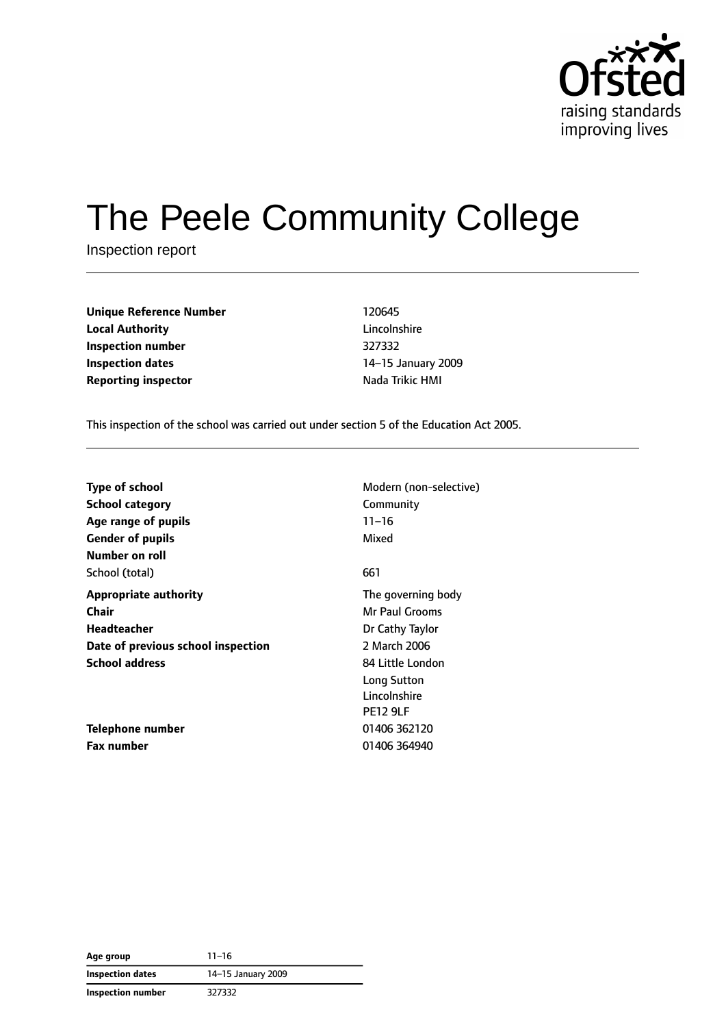# The Peele Community College

Inspection report

| | |
|---|---|
| **Unique Reference Number** | 120645 |
| **Local Authority** | Lincolnshire |
| **Inspection number** | 327332 |
| **Inspection dates** | 14–15 January 2009 |
| **Reporting inspector** | Nada Trikic HMI |

This inspection of the school was carried out under section 5 of the Education Act 2005.

| | |
|---|---|
| **Type of school** | Modern (non-selective) |
| **School category** | Community |
| **Age range of pupils** | 11–16 |
| **Gender of pupils** | Mixed |
| **Number on roll** | |
| School (total) | 661 |
| **Appropriate authority** | The governing body |
| **Chair** | Mr Paul Grooms |
| **Headteacher** | Dr Cathy Taylor |
| **Date of previous school inspection** | 2 March 2006 |
| **School address** | 84 Little London<br>Long Sutton<br>Lincolnshire<br>PE12 9LF |
| **Telephone number** | 01406 362120 |
| **Fax number** | 01406 364940 |

| | |
|---|---|
| **Age group** | 11–16 |
| **Inspection dates** | 14–15 January 2009 |
| **Inspection number** | 327332 |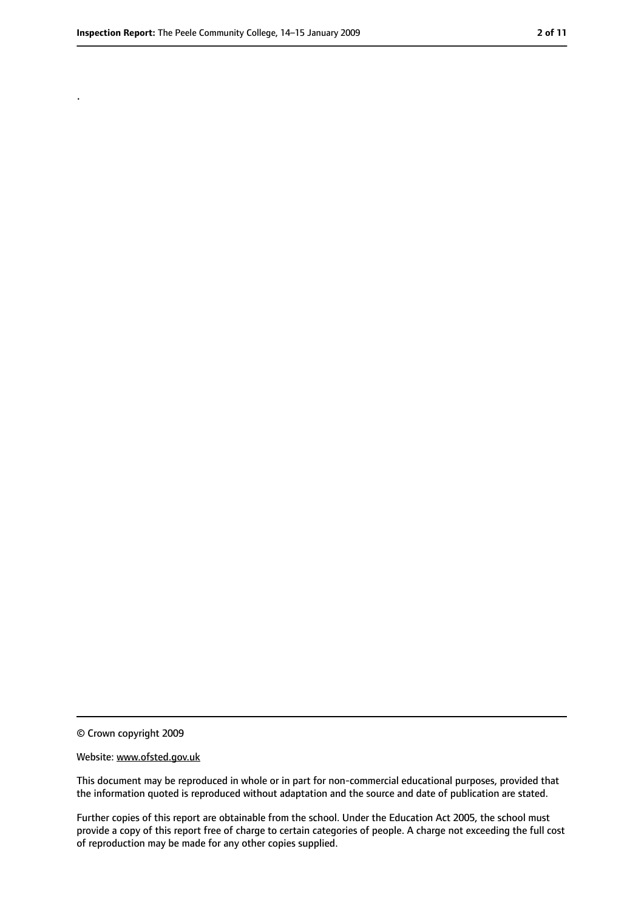.

© Crown copyright 2009

Website: www.ofsted.gov.uk

This document may be reproduced in whole or in part for non-commercial educational purposes, provided that the information quoted is reproduced without adaptation and the source and date of publication are stated.

Further copies of this report are obtainable from the school. Under the Education Act 2005, the school must provide a copy of this report free of charge to certain categories of people. A charge not exceeding the full cost of reproduction may be made for any other copies supplied.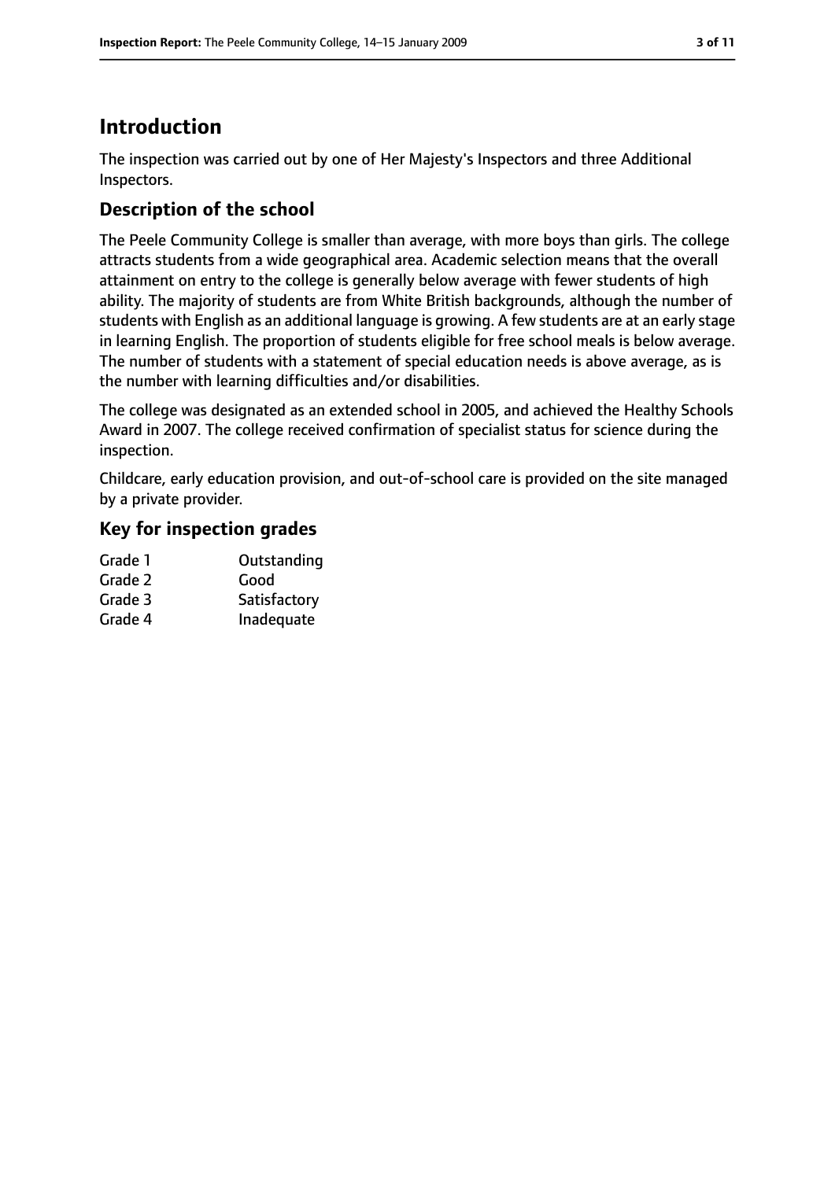# Introduction

The inspection was carried out by one of Her Majesty's Inspectors and three Additional Inspectors.

## Description of the school

The Peele Community College is smaller than average, with more boys than girls. The college attracts students from a wide geographical area. Academic selection means that the overall attainment on entry to the college is generally below average with fewer students of high ability. The majority of students are from White British backgrounds, although the number of students with English as an additional language is growing. A few students are at an early stage in learning English. The proportion of students eligible for free school meals is below average. The number of students with a statement of special education needs is above average, as is the number with learning difficulties and/or disabilities.

The college was designated as an extended school in 2005, and achieved the Healthy Schools Award in 2007. The college received confirmation of specialist status for science during the inspection.

Childcare, early education provision, and out-of-school care is provided on the site managed by a private provider.

## Key for inspection grades

| | |
|---|---|
| Grade 1 | Outstanding |
| Grade 2 | Good |
| Grade 3 | Satisfactory |
| Grade 4 | Inadequate |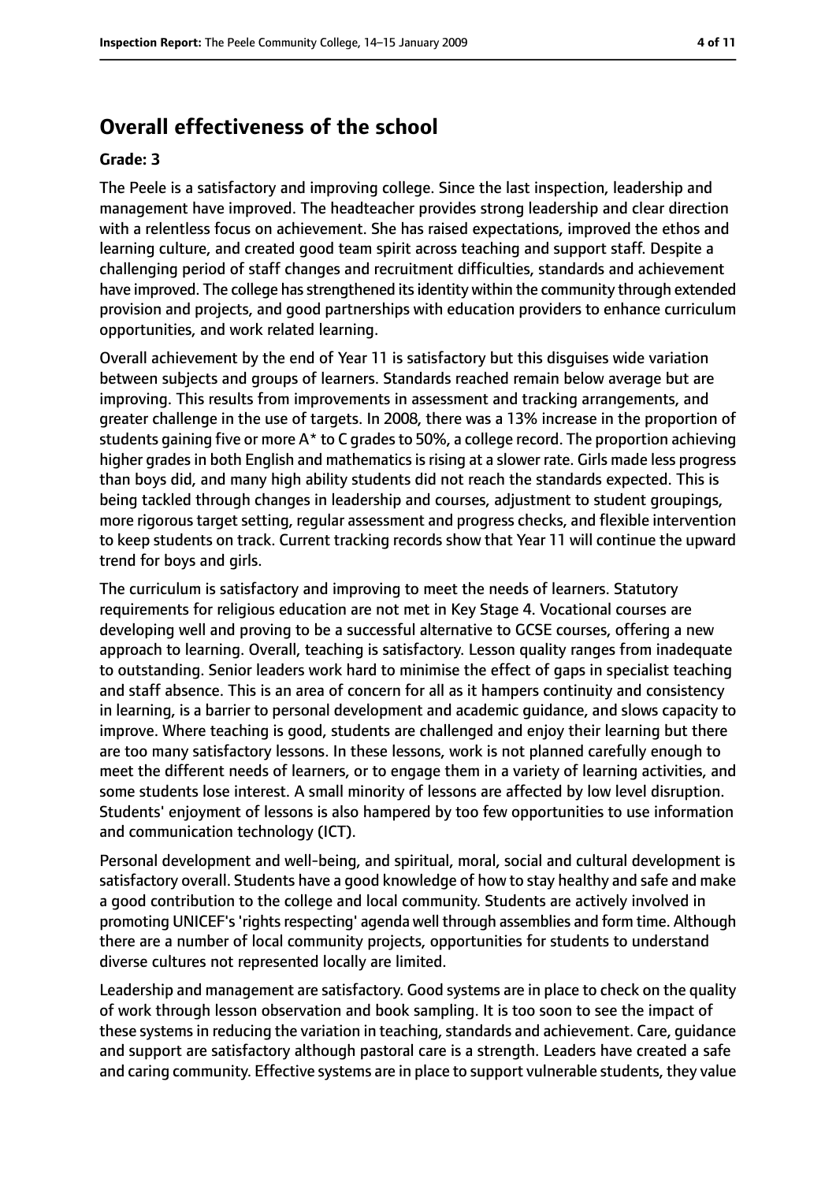## Overall effectiveness of the school

### Grade: 3

The Peele is a satisfactory and improving college. Since the last inspection, leadership and management have improved. The headteacher provides strong leadership and clear direction with a relentless focus on achievement. She has raised expectations, improved the ethos and learning culture, and created good team spirit across teaching and support staff. Despite a challenging period of staff changes and recruitment difficulties, standards and achievement have improved. The college has strengthened its identity within the community through extended provision and projects, and good partnerships with education providers to enhance curriculum opportunities, and work related learning.

Overall achievement by the end of Year 11 is satisfactory but this disguises wide variation between subjects and groups of learners. Standards reached remain below average but are improving. This results from improvements in assessment and tracking arrangements, and greater challenge in the use of targets. In 2008, there was a 13% increase in the proportion of students gaining five or more A* to C grades to 50%, a college record. The proportion achieving higher grades in both English and mathematics is rising at a slower rate. Girls made less progress than boys did, and many high ability students did not reach the standards expected. This is being tackled through changes in leadership and courses, adjustment to student groupings, more rigorous target setting, regular assessment and progress checks, and flexible intervention to keep students on track. Current tracking records show that Year 11 will continue the upward trend for boys and girls.

The curriculum is satisfactory and improving to meet the needs of learners. Statutory requirements for religious education are not met in Key Stage 4. Vocational courses are developing well and proving to be a successful alternative to GCSE courses, offering a new approach to learning. Overall, teaching is satisfactory. Lesson quality ranges from inadequate to outstanding. Senior leaders work hard to minimise the effect of gaps in specialist teaching and staff absence. This is an area of concern for all as it hampers continuity and consistency in learning, is a barrier to personal development and academic guidance, and slows capacity to improve. Where teaching is good, students are challenged and enjoy their learning but there are too many satisfactory lessons. In these lessons, work is not planned carefully enough to meet the different needs of learners, or to engage them in a variety of learning activities, and some students lose interest. A small minority of lessons are affected by low level disruption. Students' enjoyment of lessons is also hampered by too few opportunities to use information and communication technology (ICT).

Personal development and well-being, and spiritual, moral, social and cultural development is satisfactory overall. Students have a good knowledge of how to stay healthy and safe and make a good contribution to the college and local community. Students are actively involved in promoting UNICEF's 'rights respecting' agenda well through assemblies and form time. Although there are a number of local community projects, opportunities for students to understand diverse cultures not represented locally are limited.

Leadership and management are satisfactory. Good systems are in place to check on the quality of work through lesson observation and book sampling. It is too soon to see the impact of these systems in reducing the variation in teaching, standards and achievement. Care, guidance and support are satisfactory although pastoral care is a strength. Leaders have created a safe and caring community. Effective systems are in place to support vulnerable students, they value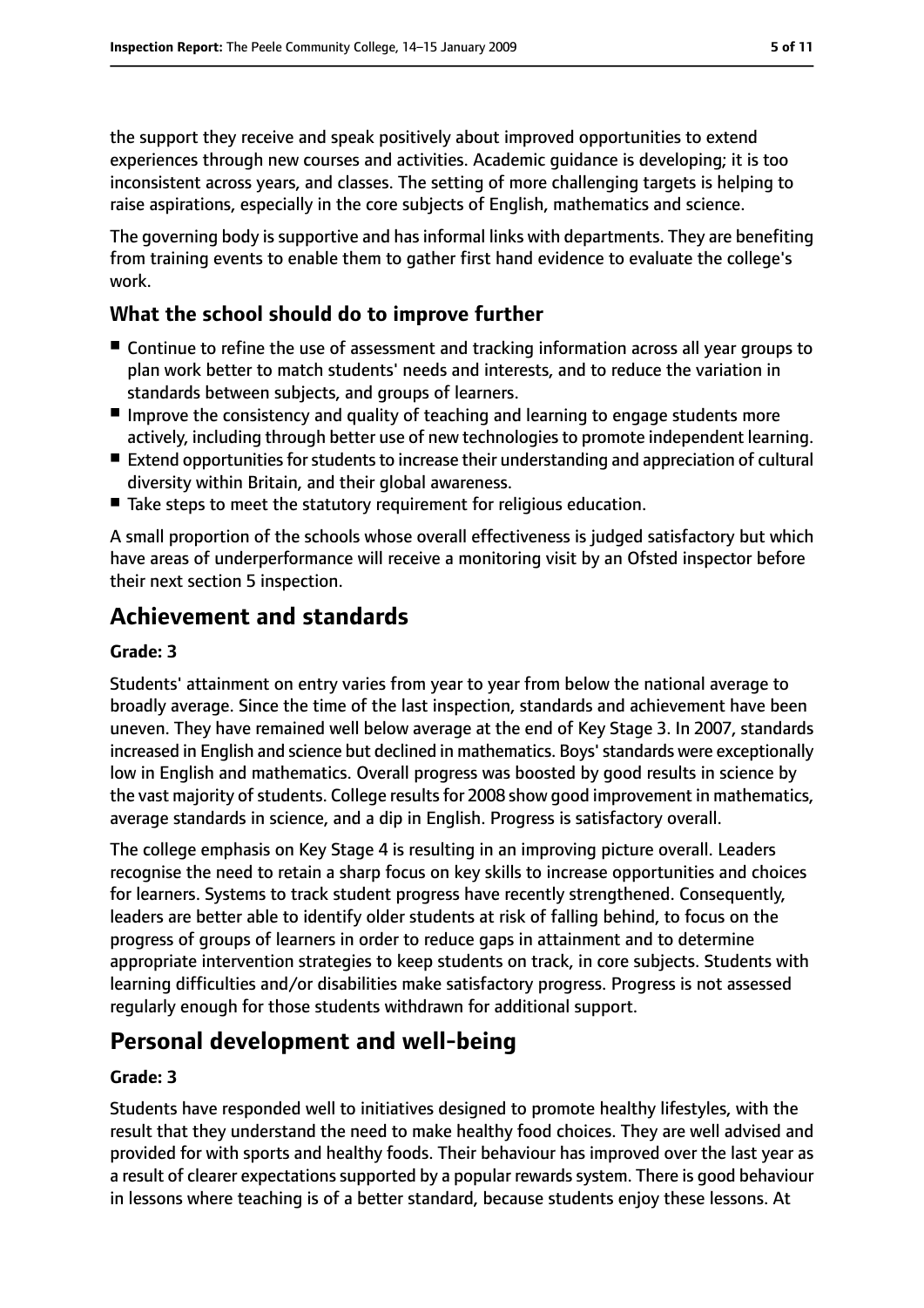the support they receive and speak positively about improved opportunities to extend experiences through new courses and activities. Academic guidance is developing; it is too inconsistent across years, and classes. The setting of more challenging targets is helping to raise aspirations, especially in the core subjects of English, mathematics and science.

The governing body is supportive and has informal links with departments. They are benefiting from training events to enable them to gather first hand evidence to evaluate the college's work.

### What the school should do to improve further

- Continue to refine the use of assessment and tracking information across all year groups to plan work better to match students' needs and interests, and to reduce the variation in standards between subjects, and groups of learners.
- Improve the consistency and quality of teaching and learning to engage students more actively, including through better use of new technologies to promote independent learning.
- Extend opportunities for students to increase their understanding and appreciation of cultural diversity within Britain, and their global awareness.
- Take steps to meet the statutory requirement for religious education.

A small proportion of the schools whose overall effectiveness is judged satisfactory but which have areas of underperformance will receive a monitoring visit by an Ofsted inspector before their next section 5 inspection.

## Achievement and standards

#### Grade: 3

Students' attainment on entry varies from year to year from below the national average to broadly average. Since the time of the last inspection, standards and achievement have been uneven. They have remained well below average at the end of Key Stage 3. In 2007, standards increased in English and science but declined in mathematics. Boys' standards were exceptionally low in English and mathematics. Overall progress was boosted by good results in science by the vast majority of students. College results for 2008 show good improvement in mathematics, average standards in science, and a dip in English. Progress is satisfactory overall.

The college emphasis on Key Stage 4 is resulting in an improving picture overall. Leaders recognise the need to retain a sharp focus on key skills to increase opportunities and choices for learners. Systems to track student progress have recently strengthened. Consequently, leaders are better able to identify older students at risk of falling behind, to focus on the progress of groups of learners in order to reduce gaps in attainment and to determine appropriate intervention strategies to keep students on track, in core subjects. Students with learning difficulties and/or disabilities make satisfactory progress. Progress is not assessed regularly enough for those students withdrawn for additional support.

## Personal development and well-being

#### Grade: 3

Students have responded well to initiatives designed to promote healthy lifestyles, with the result that they understand the need to make healthy food choices. They are well advised and provided for with sports and healthy foods. Their behaviour has improved over the last year as a result of clearer expectations supported by a popular rewards system. There is good behaviour in lessons where teaching is of a better standard, because students enjoy these lessons. At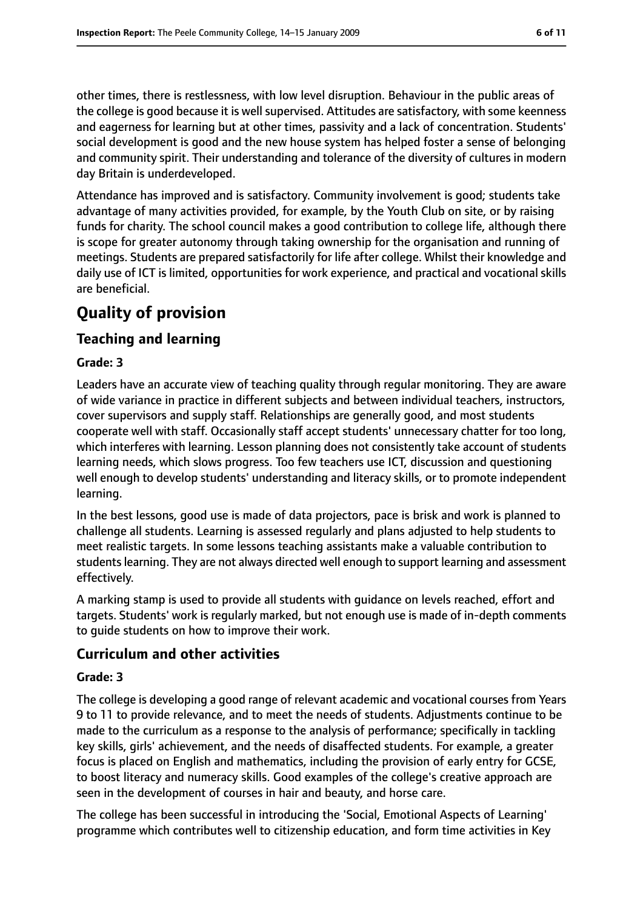other times, there is restlessness, with low level disruption. Behaviour in the public areas of the college is good because it is well supervised. Attitudes are satisfactory, with some keenness and eagerness for learning but at other times, passivity and a lack of concentration. Students' social development is good and the new house system has helped foster a sense of belonging and community spirit. Their understanding and tolerance of the diversity of cultures in modern day Britain is underdeveloped.

Attendance has improved and is satisfactory. Community involvement is good; students take advantage of many activities provided, for example, by the Youth Club on site, or by raising funds for charity. The school council makes a good contribution to college life, although there is scope for greater autonomy through taking ownership for the organisation and running of meetings. Students are prepared satisfactorily for life after college. Whilst their knowledge and daily use of ICT is limited, opportunities for work experience, and practical and vocational skills are beneficial.

# Quality of provision

## Teaching and learning

### Grade: 3

Leaders have an accurate view of teaching quality through regular monitoring. They are aware of wide variance in practice in different subjects and between individual teachers, instructors, cover supervisors and supply staff. Relationships are generally good, and most students cooperate well with staff. Occasionally staff accept students' unnecessary chatter for too long, which interferes with learning. Lesson planning does not consistently take account of students learning needs, which slows progress. Too few teachers use ICT, discussion and questioning well enough to develop students' understanding and literacy skills, or to promote independent learning.

In the best lessons, good use is made of data projectors, pace is brisk and work is planned to challenge all students. Learning is assessed regularly and plans adjusted to help students to meet realistic targets. In some lessons teaching assistants make a valuable contribution to students learning. They are not always directed well enough to support learning and assessment effectively.

A marking stamp is used to provide all students with guidance on levels reached, effort and targets. Students' work is regularly marked, but not enough use is made of in-depth comments to guide students on how to improve their work.

## Curriculum and other activities

### Grade: 3

The college is developing a good range of relevant academic and vocational courses from Years 9 to 11 to provide relevance, and to meet the needs of students. Adjustments continue to be made to the curriculum as a response to the analysis of performance; specifically in tackling key skills, girls' achievement, and the needs of disaffected students. For example, a greater focus is placed on English and mathematics, including the provision of early entry for GCSE, to boost literacy and numeracy skills. Good examples of the college's creative approach are seen in the development of courses in hair and beauty, and horse care.

The college has been successful in introducing the 'Social, Emotional Aspects of Learning' programme which contributes well to citizenship education, and form time activities in Key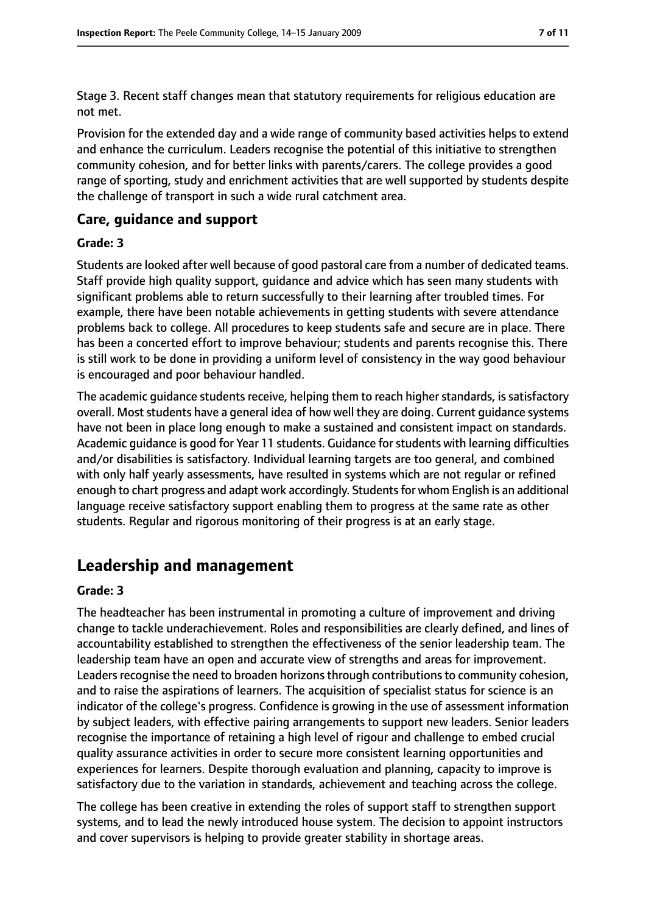Stage 3. Recent staff changes mean that statutory requirements for religious education are not met.

Provision for the extended day and a wide range of community based activities helps to extend and enhance the curriculum. Leaders recognise the potential of this initiative to strengthen community cohesion, and for better links with parents/carers. The college provides a good range of sporting, study and enrichment activities that are well supported by students despite the challenge of transport in such a wide rural catchment area.

### Care, guidance and support

#### Grade: 3

Students are looked after well because of good pastoral care from a number of dedicated teams. Staff provide high quality support, guidance and advice which has seen many students with significant problems able to return successfully to their learning after troubled times. For example, there have been notable achievements in getting students with severe attendance problems back to college. All procedures to keep students safe and secure are in place. There has been a concerted effort to improve behaviour; students and parents recognise this. There is still work to be done in providing a uniform level of consistency in the way good behaviour is encouraged and poor behaviour handled.

The academic guidance students receive, helping them to reach higher standards, is satisfactory overall. Most students have a general idea of how well they are doing. Current guidance systems have not been in place long enough to make a sustained and consistent impact on standards. Academic guidance is good for Year 11 students. Guidance for students with learning difficulties and/or disabilities is satisfactory. Individual learning targets are too general, and combined with only half yearly assessments, have resulted in systems which are not regular or refined enough to chart progress and adapt work accordingly. Students for whom English is an additional language receive satisfactory support enabling them to progress at the same rate as other students. Regular and rigorous monitoring of their progress is at an early stage.

## Leadership and management

#### Grade: 3

The headteacher has been instrumental in promoting a culture of improvement and driving change to tackle underachievement. Roles and responsibilities are clearly defined, and lines of accountability established to strengthen the effectiveness of the senior leadership team. The leadership team have an open and accurate view of strengths and areas for improvement. Leaders recognise the need to broaden horizons through contributions to community cohesion, and to raise the aspirations of learners. The acquisition of specialist status for science is an indicator of the college's progress. Confidence is growing in the use of assessment information by subject leaders, with effective pairing arrangements to support new leaders. Senior leaders recognise the importance of retaining a high level of rigour and challenge to embed crucial quality assurance activities in order to secure more consistent learning opportunities and experiences for learners. Despite thorough evaluation and planning, capacity to improve is satisfactory due to the variation in standards, achievement and teaching across the college.

The college has been creative in extending the roles of support staff to strengthen support systems, and to lead the newly introduced house system. The decision to appoint instructors and cover supervisors is helping to provide greater stability in shortage areas.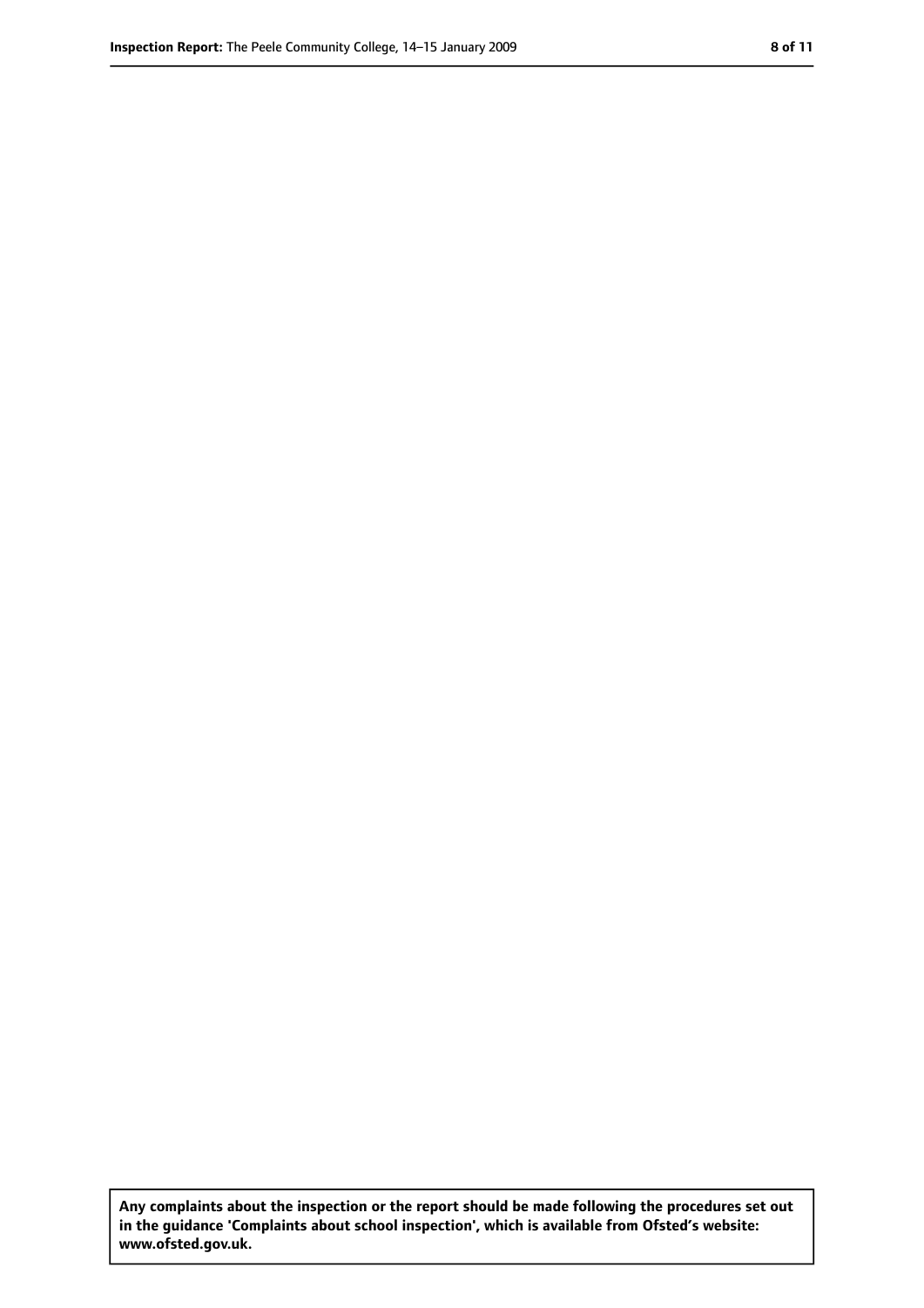**Any complaints about the inspection or the report should be made following the procedures set out in the guidance 'Complaints about school inspection', which is available from Ofsted's website: www.ofsted.gov.uk.**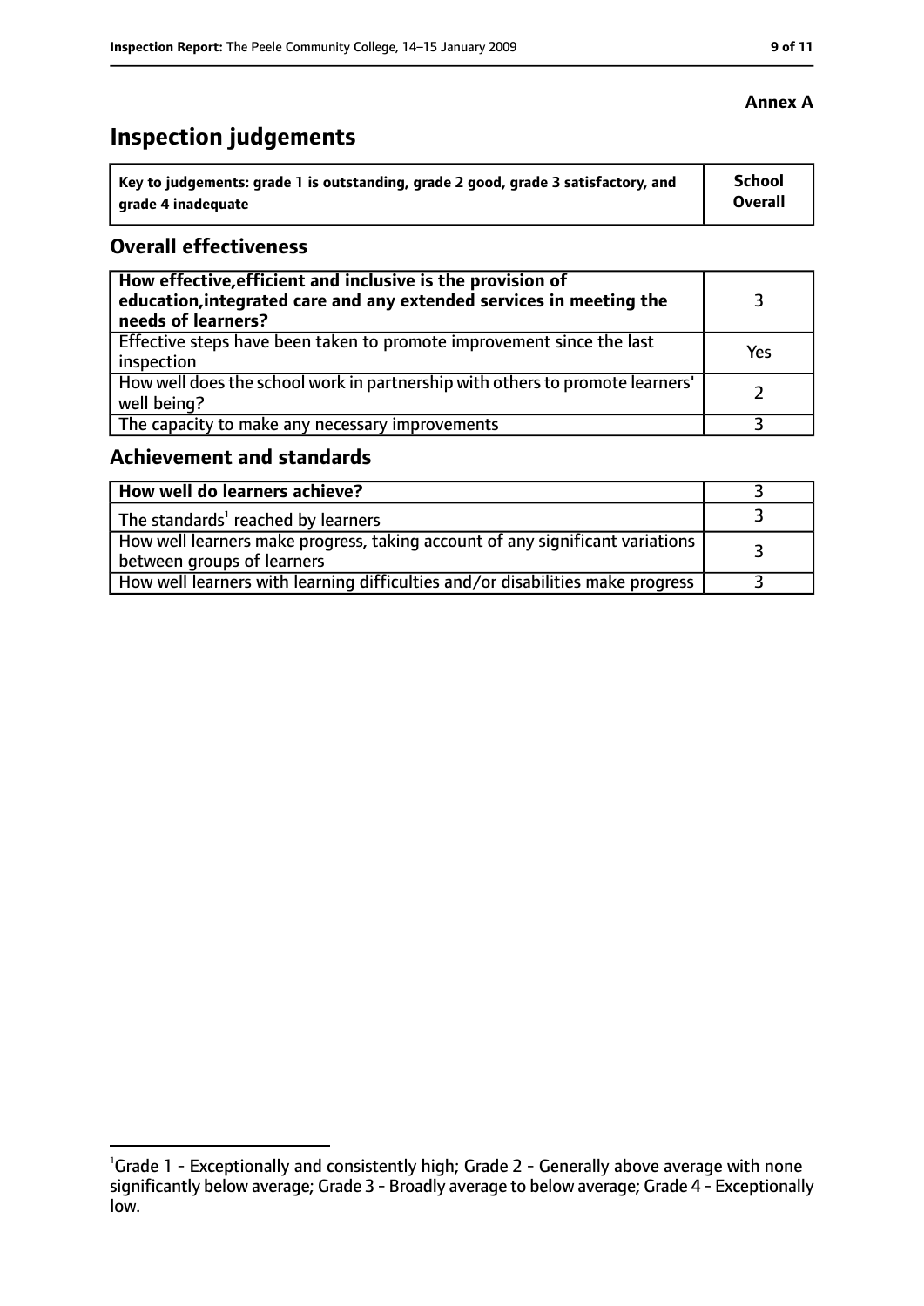**Annex A**

# Inspection judgements

| Key to judgements: grade 1 is outstanding, grade 2 good, grade 3 satisfactory, and grade 4 inadequate | School Overall |
|---|---|

## Overall effectiveness

| | |
|---|---|
| **How effective, efficient and inclusive is the provision of education, integrated care and any extended services in meeting the needs of learners?** | 3 |
| Effective steps have been taken to promote improvement since the last inspection | Yes |
| How well does the school work in partnership with others to promote learners' well being? | 2 |
| The capacity to make any necessary improvements | 3 |

## Achievement and standards

| | |
|---|---|
| **How well do learners achieve?** | 3 |
| The standards[1] reached by learners | 3 |
| How well learners make progress, taking account of any significant variations between groups of learners | 3 |
| How well learners with learning difficulties and/or disabilities make progress | 3 |

[1] Grade 1 - Exceptionally and consistently high; Grade 2 - Generally above average with none significantly below average; Grade 3 - Broadly average to below average; Grade 4 - Exceptionally low.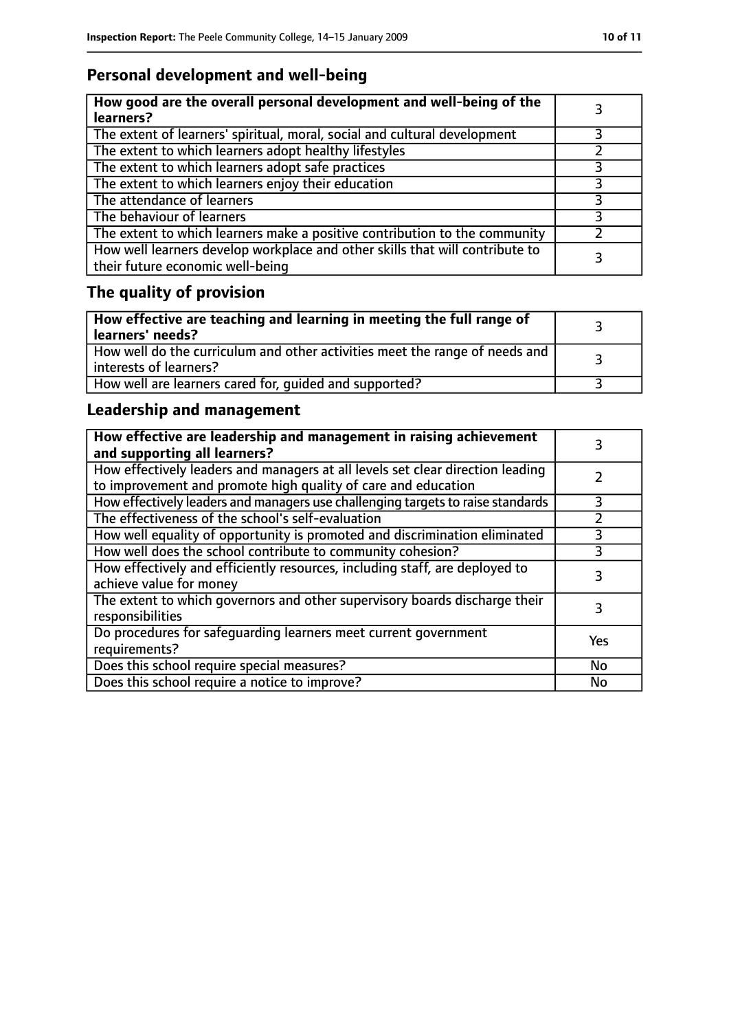## Personal development and well-being

| How good are the overall personal development and well-being of the learners? | 3 |
|---|---|
| The extent of learners' spiritual, moral, social and cultural development | 3 |
| The extent to which learners adopt healthy lifestyles | 2 |
| The extent to which learners adopt safe practices | 3 |
| The extent to which learners enjoy their education | 3 |
| The attendance of learners | 3 |
| The behaviour of learners | 3 |
| The extent to which learners make a positive contribution to the community | 2 |
| How well learners develop workplace and other skills that will contribute to their future economic well-being | 3 |

## The quality of provision

| How effective are teaching and learning in meeting the full range of learners' needs? | 3 |
|---|---|
| How well do the curriculum and other activities meet the range of needs and interests of learners? | 3 |
| How well are learners cared for, guided and supported? | 3 |

## Leadership and management

| How effective are leadership and management in raising achievement and supporting all learners? | 3 |
|---|---|
| How effectively leaders and managers at all levels set clear direction leading to improvement and promote high quality of care and education | 2 |
| How effectively leaders and managers use challenging targets to raise standards | 3 |
| The effectiveness of the school's self-evaluation | 2 |
| How well equality of opportunity is promoted and discrimination eliminated | 3 |
| How well does the school contribute to community cohesion? | 3 |
| How effectively and efficiently resources, including staff, are deployed to achieve value for money | 3 |
| The extent to which governors and other supervisory boards discharge their responsibilities | 3 |
| Do procedures for safeguarding learners meet current government requirements? | Yes |
| Does this school require special measures? | No |
| Does this school require a notice to improve? | No |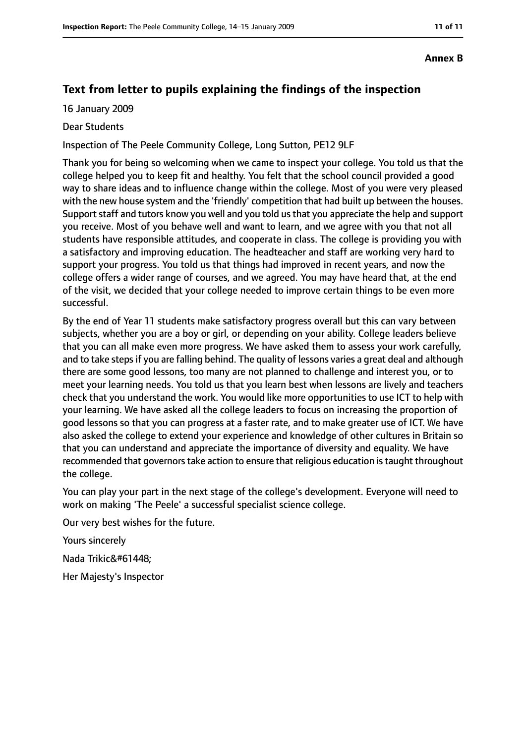**Annex B**

## Text from letter to pupils explaining the findings of the inspection

16 January 2009

Dear Students

Inspection of The Peele Community College, Long Sutton, PE12 9LF

Thank you for being so welcoming when we came to inspect your college. You told us that the college helped you to keep fit and healthy. You felt that the school council provided a good way to share ideas and to influence change within the college. Most of you were very pleased with the new house system and the 'friendly' competition that had built up between the houses. Support staff and tutors know you well and you told us that you appreciate the help and support you receive. Most of you behave well and want to learn, and we agree with you that not all students have responsible attitudes, and cooperate in class. The college is providing you with a satisfactory and improving education. The headteacher and staff are working very hard to support your progress. You told us that things had improved in recent years, and now the college offers a wider range of courses, and we agreed. You may have heard that, at the end of the visit, we decided that your college needed to improve certain things to be even more successful.

By the end of Year 11 students make satisfactory progress overall but this can vary between subjects, whether you are a boy or girl, or depending on your ability. College leaders believe that you can all make even more progress. We have asked them to assess your work carefully, and to take steps if you are falling behind. The quality of lessons varies a great deal and although there are some good lessons, too many are not planned to challenge and interest you, or to meet your learning needs. You told us that you learn best when lessons are lively and teachers check that you understand the work. You would like more opportunities to use ICT to help with your learning. We have asked all the college leaders to focus on increasing the proportion of good lessons so that you can progress at a faster rate, and to make greater use of ICT. We have also asked the college to extend your experience and knowledge of other cultures in Britain so that you can understand and appreciate the importance of diversity and equality. We have recommended that governors take action to ensure that religious education is taught throughout the college.

You can play your part in the next stage of the college's development. Everyone will need to work on making 'The Peele' a successful specialist science college.

Our very best wishes for the future.

Yours sincerely

Nada Trikic&#61448;

Her Majesty's Inspector